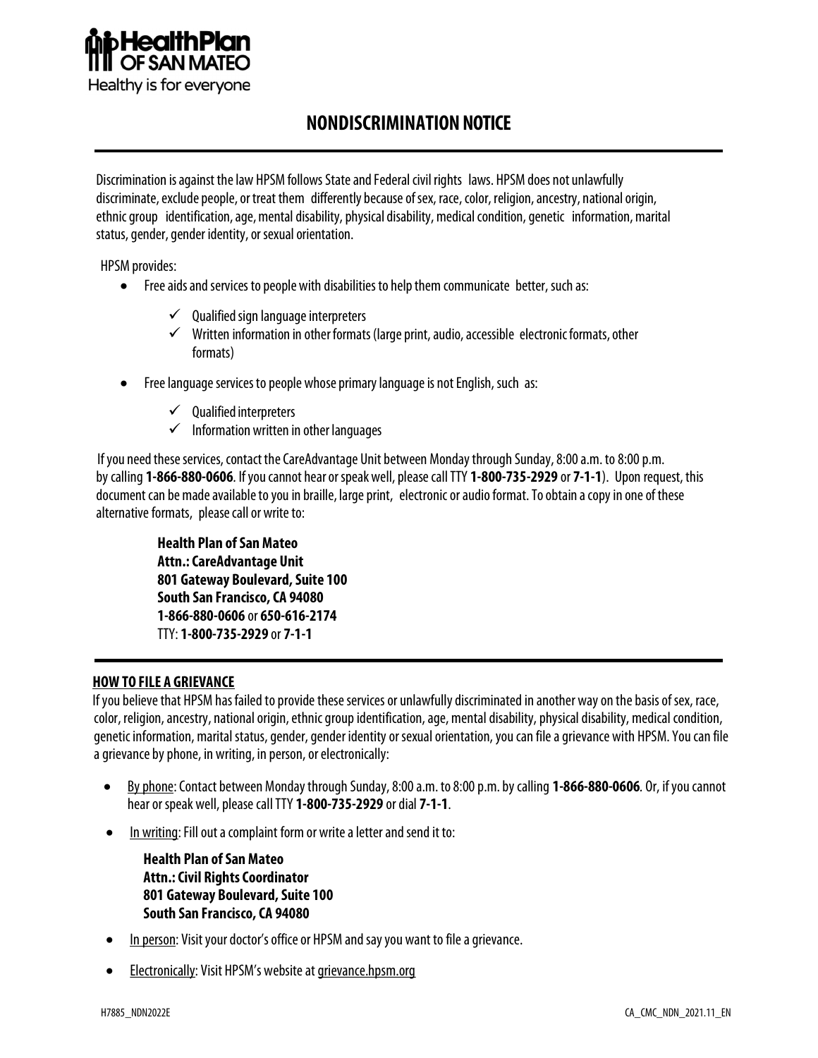**HealthPlan OF SAN MATEO**
Healthy is for everyone

# NONDISCRIMINATION NOTICE

Discrimination is against the law HPSM follows State and Federal civil rights laws. HPSM does not unlawfully discriminate, exclude people, or treat them differently because of sex, race, color, religion, ancestry, national origin, ethnic group identification, age, mental disability, physical disability, medical condition, genetic information, marital status, gender, gender identity, or sexual orientation.

HPSM provides:

- Free aids and services to people with disabilities to help them communicate better, such as:
  - ✓ Qualified sign language interpreters
  - ✓ Written information in other formats (large print, audio, accessible electronic formats, other formats)
- Free language services to people whose primary language is not English, such as:
  - ✓ Qualified interpreters
  - ✓ Information written in other languages

If you need these services, contact the CareAdvantage Unit between Monday through Sunday, 8:00 a.m. to 8:00 p.m. by calling **1-866-880-0606**. If you cannot hear or speak well, please call TTY **1-800-735-2929** or **7-1-1**). Upon request, this document can be made available to you in braille, large print, electronic or audio format. To obtain a copy in one of these alternative formats, please call or write to:

**Health Plan of San Mateo**
**Attn.: CareAdvantage Unit**
**801 Gateway Boulevard, Suite 100**
**South San Francisco, CA 94080**
**1-866-880-0606** or **650-616-2174**
TTY: **1-800-735-2929** or **7-1-1**

## HOW TO FILE A GRIEVANCE

If you believe that HPSM has failed to provide these services or unlawfully discriminated in another way on the basis of sex, race, color, religion, ancestry, national origin, ethnic group identification, age, mental disability, physical disability, medical condition, genetic information, marital status, gender, gender identity or sexual orientation, you can file a grievance with HPSM. You can file a grievance by phone, in writing, in person, or electronically:

- By phone: Contact between Monday through Sunday, 8:00 a.m. to 8:00 p.m. by calling **1-866-880-0606**. Or, if you cannot hear or speak well, please call TTY **1-800-735-2929** or dial **7-1-1**.
- In writing: Fill out a complaint form or write a letter and send it to:

  **Health Plan of San Mateo**
  **Attn.: Civil Rights Coordinator**
  **801 Gateway Boulevard, Suite 100**
  **South San Francisco, CA 94080**

- In person: Visit your doctor's office or HPSM and say you want to file a grievance.
- Electronically: Visit HPSM's website at grievance.hpsm.org

H7885_NDN2022E CA_CMC_NDN_2021.11_EN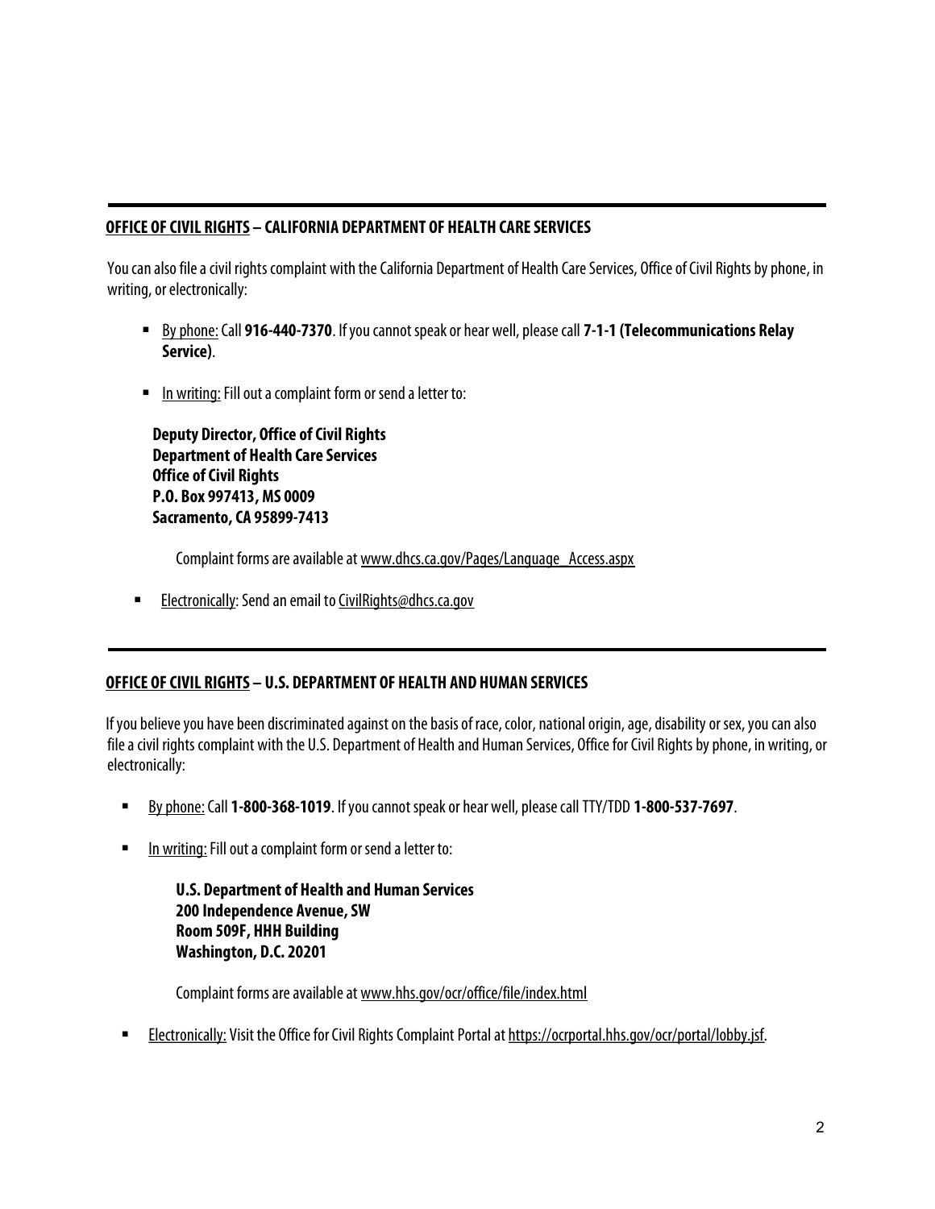## **OFFICE OF CIVIL RIGHTS – CALIFORNIA DEPARTMENT OF HEALTH CARE SERVICES**

You can also file a civil rights complaint with the California Department of Health Care Services, Office of Civil Rights by phone, in writing, or electronically:

- By phone: Call **916-440-7370**. If you cannot speak or hear well, please call **7-1-1 (Telecommunications Relay Service)**.
- In writing: Fill out a complaint form or send a letter to:

  **Deputy Director, Office of Civil Rights**
  **Department of Health Care Services**
  **Office of Civil Rights**
  **P.O. Box 997413, MS 0009**
  **Sacramento, CA 95899-7413**

  Complaint forms are available at www.dhcs.ca.gov/Pages/Language_Access.aspx

- Electronically: Send an email to CivilRights@dhcs.ca.gov

## **OFFICE OF CIVIL RIGHTS – U.S. DEPARTMENT OF HEALTH AND HUMAN SERVICES**

If you believe you have been discriminated against on the basis of race, color, national origin, age, disability or sex, you can also file a civil rights complaint with the U.S. Department of Health and Human Services, Office for Civil Rights by phone, in writing, or electronically:

- By phone: Call **1-800-368-1019**. If you cannot speak or hear well, please call TTY/TDD **1-800-537-7697**.
- In writing: Fill out a complaint form or send a letter to:

  **U.S. Department of Health and Human Services**
  **200 Independence Avenue, SW**
  **Room 509F, HHH Building**
  **Washington, D.C. 20201**

  Complaint forms are available at www.hhs.gov/ocr/office/file/index.html

- Electronically: Visit the Office for Civil Rights Complaint Portal at https://ocrportal.hhs.gov/ocr/portal/lobby.jsf.